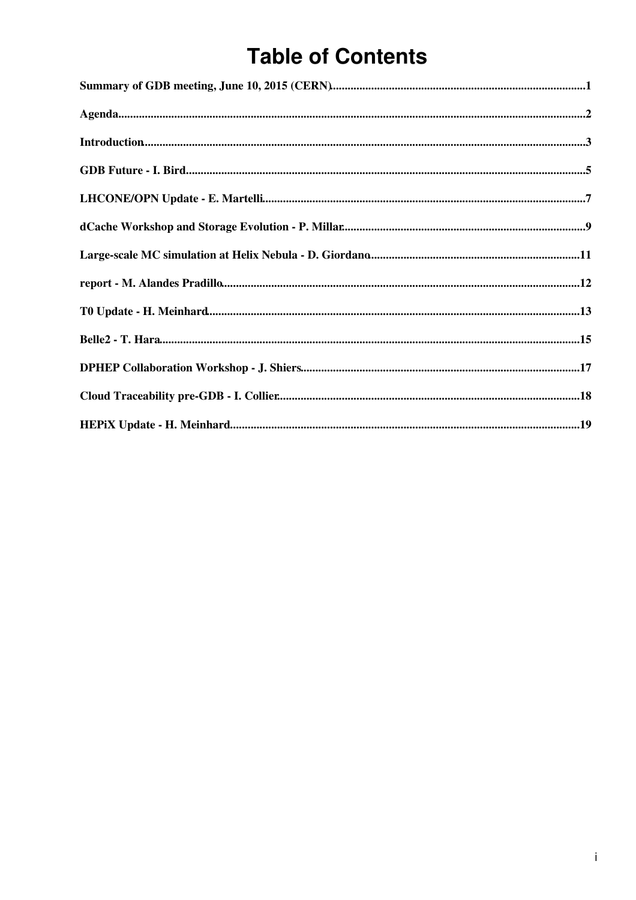# Table of Contents

Summary of GDB meeting, June 10, 2015 (CERN)....................................................................................1

Agenda.....................................................................................................................................................2

Introduction.............................................................................................................................................3

GDB Future - I. Bird................................................................................................................................5

LHCONE/OPN Update - E. Martelli.......................................................................................................7

dCache Workshop and Storage Evolution - P. Millar..............................................................................9

Large-scale MC simulation at Helix Nebula - D. Giordano....................................................................11

report - M. Alandes Pradillo...................................................................................................................12

T0 Update - H. Meinhard........................................................................................................................13

Belle2 - T. Hara.......................................................................................................................................15

DPHEP Collaboration Workshop - J. Shiers..........................................................................................17

Cloud Traceability pre-GDB - I. Collier..................................................................................................18

HEPiX Update - H. Meinhard.................................................................................................................19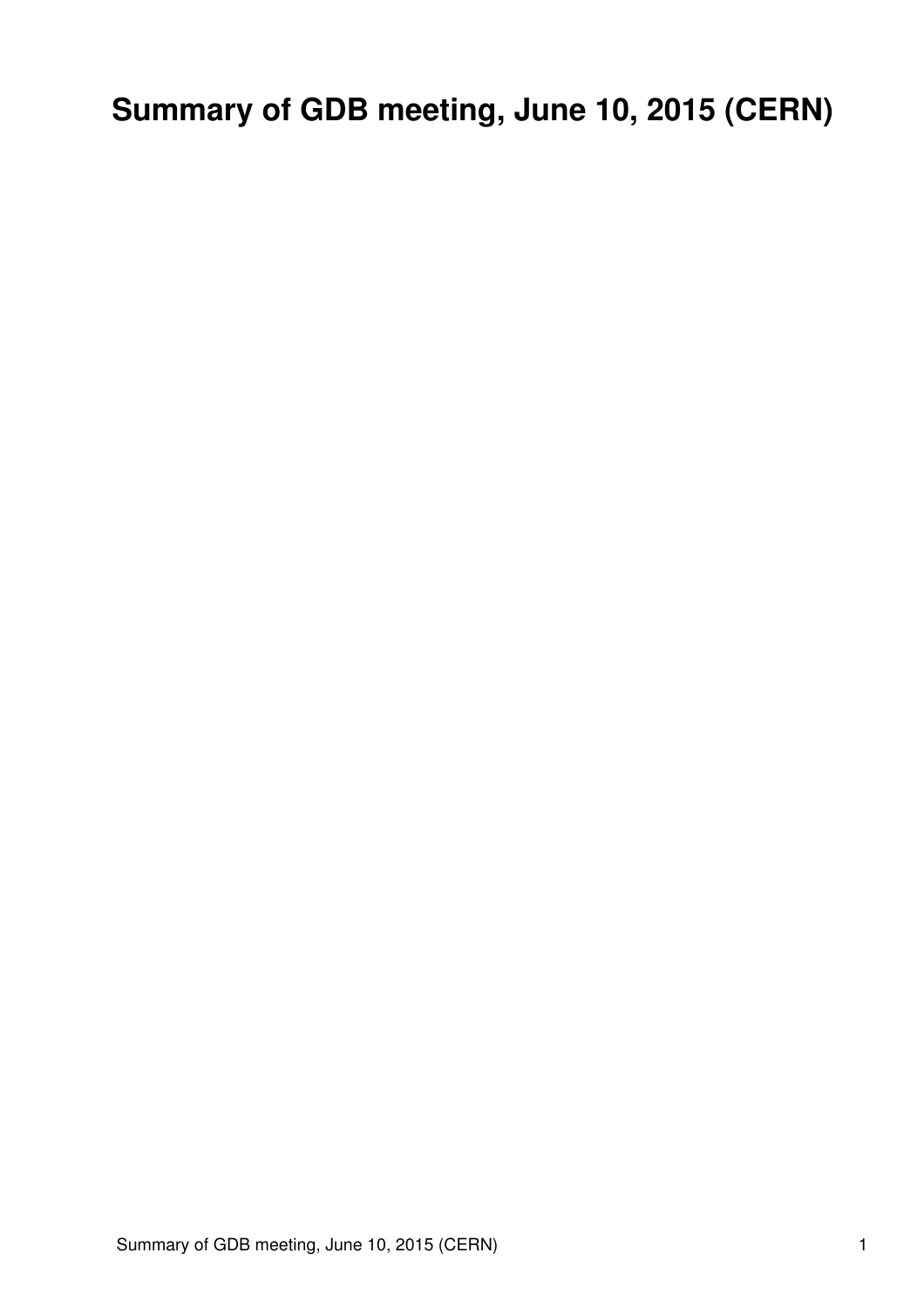# Summary of GDB meeting, June 10, 2015 (CERN)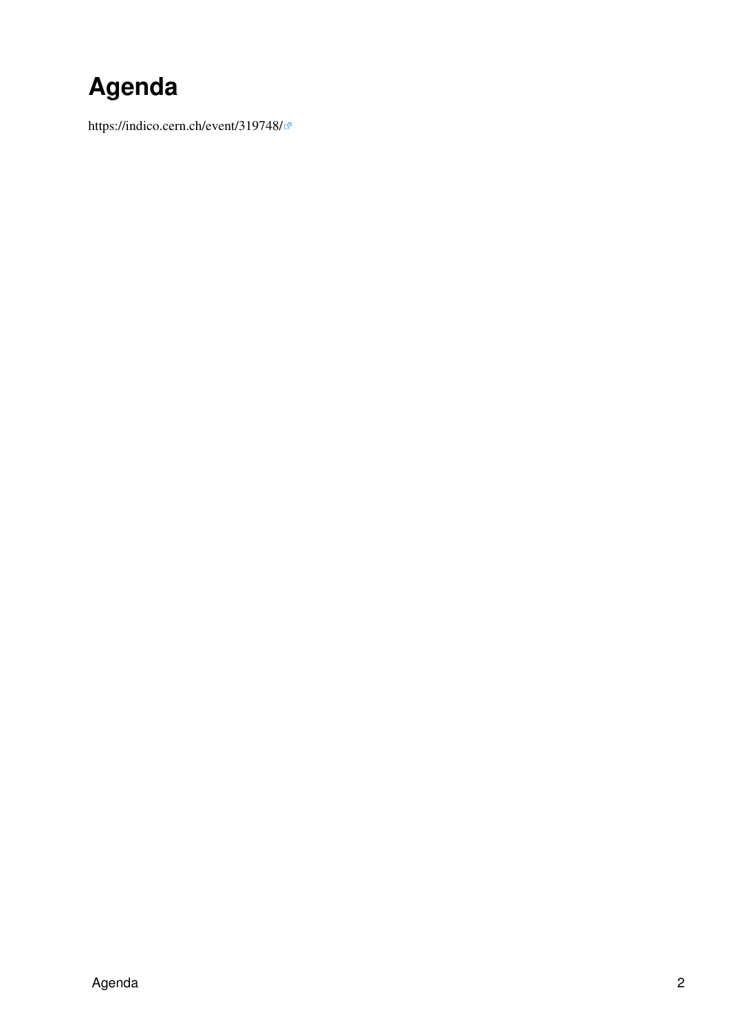# Agenda

https://indico.cern.ch/event/319748/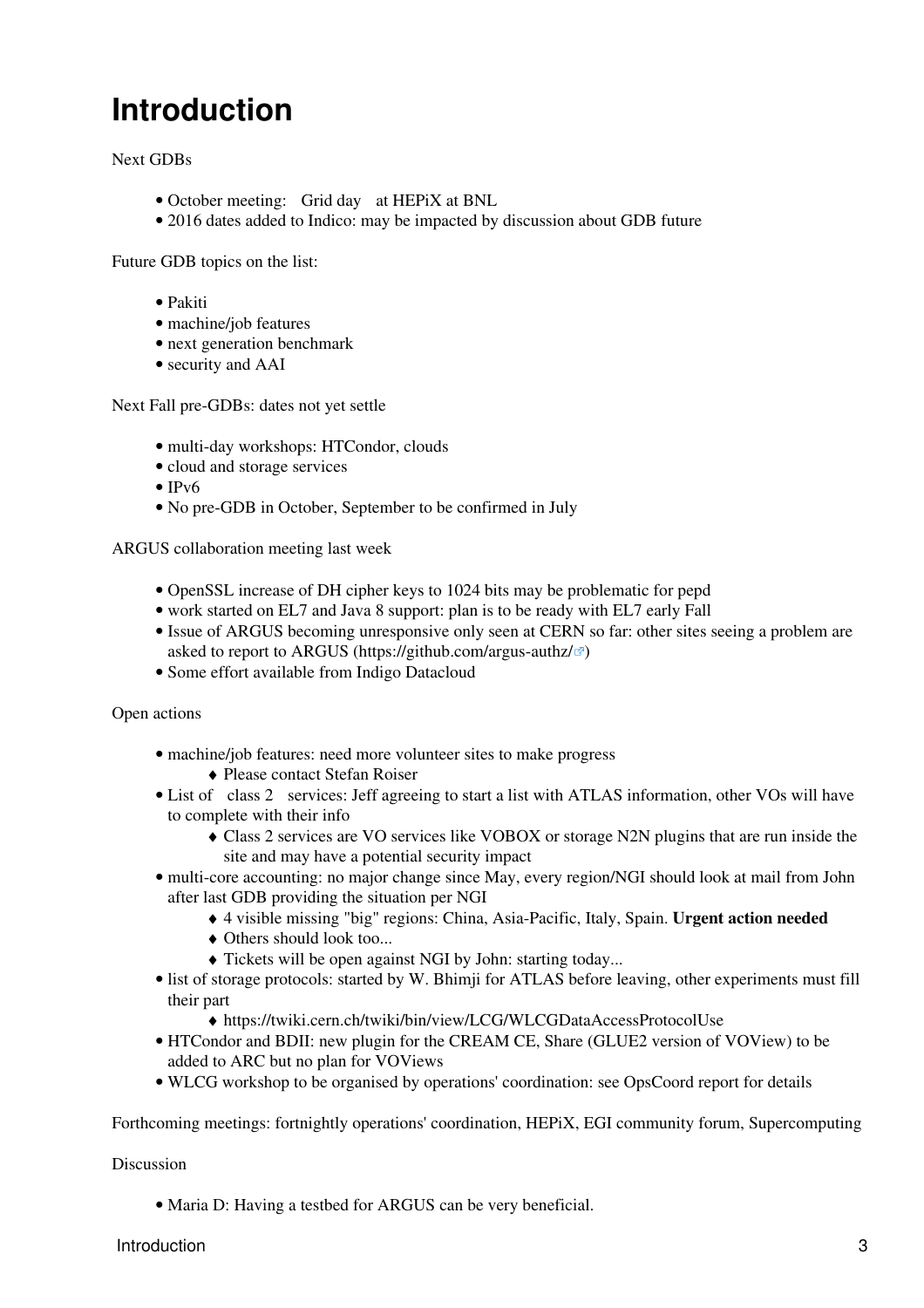# Introduction

Next GDBs

- October meeting: Grid day at HEPiX at BNL
- 2016 dates added to Indico: may be impacted by discussion about GDB future

Future GDB topics on the list:

- Pakiti
- machine/job features
- next generation benchmark
- security and AAI

Next Fall pre-GDBs: dates not yet settle

- multi-day workshops: HTCondor, clouds
- cloud and storage services
- IPv6
- No pre-GDB in October, September to be confirmed in July

ARGUS collaboration meeting last week

- OpenSSL increase of DH cipher keys to 1024 bits may be problematic for pepd
- work started on EL7 and Java 8 support: plan is to be ready with EL7 early Fall
- Issue of ARGUS becoming unresponsive only seen at CERN so far: other sites seeing a problem are asked to report to ARGUS (https://github.com/argus-authz/)
- Some effort available from Indigo Datacloud

Open actions

- machine/job features: need more volunteer sites to make progress
    - Please contact Stefan Roiser
- List of class 2 services: Jeff agreeing to start a list with ATLAS information, other VOs will have to complete with their info
    - Class 2 services are VO services like VOBOX or storage N2N plugins that are run inside the site and may have a potential security impact
- multi-core accounting: no major change since May, every region/NGI should look at mail from John after last GDB providing the situation per NGI
    - 4 visible missing "big" regions: China, Asia-Pacific, Italy, Spain. **Urgent action needed**
    - Others should look too...
    - Tickets will be open against NGI by John: starting today...
- list of storage protocols: started by W. Bhimji for ATLAS before leaving, other experiments must fill their part
    - https://twiki.cern.ch/twiki/bin/view/LCG/WLCGDataAccessProtocolUse
- HTCondor and BDII: new plugin for the CREAM CE, Share (GLUE2 version of VOView) to be added to ARC but no plan for VOViews
- WLCG workshop to be organised by operations' coordination: see OpsCoord report for details

Forthcoming meetings: fortnightly operations' coordination, HEPiX, EGI community forum, Supercomputing

Discussion

- Maria D: Having a testbed for ARGUS can be very beneficial.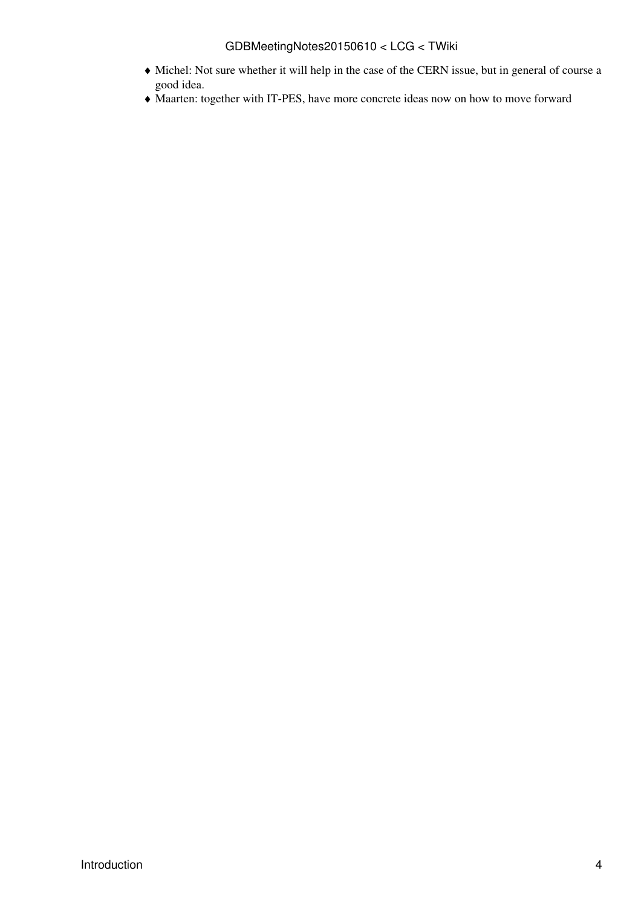- Michel: Not sure whether it will help in the case of the CERN issue, but in general of course a good idea.
- Maarten: together with IT-PES, have more concrete ideas now on how to move forward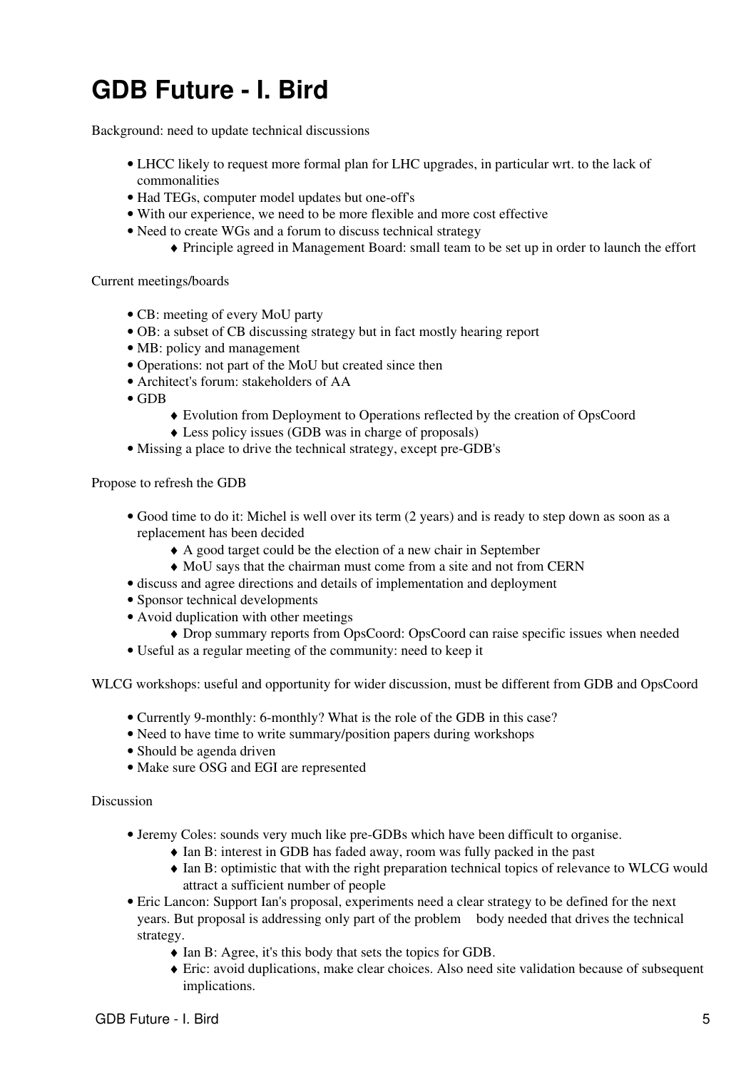# GDB Future - I. Bird

Background: need to update technical discussions

- LHCC likely to request more formal plan for LHC upgrades, in particular wrt. to the lack of commonalities
- Had TEGs, computer model updates but one-off's
- With our experience, we need to be more flexible and more cost effective
- Need to create WGs and a forum to discuss technical strategy
    - Principle agreed in Management Board: small team to be set up in order to launch the effort

Current meetings/boards

- CB: meeting of every MoU party
- OB: a subset of CB discussing strategy but in fact mostly hearing report
- MB: policy and management
- Operations: not part of the MoU but created since then
- Architect's forum: stakeholders of AA
- GDB
    - Evolution from Deployment to Operations reflected by the creation of OpsCoord
    - Less policy issues (GDB was in charge of proposals)
- Missing a place to drive the technical strategy, except pre-GDB's

Propose to refresh the GDB

- Good time to do it: Michel is well over its term (2 years) and is ready to step down as soon as a replacement has been decided
    - A good target could be the election of a new chair in September
    - MoU says that the chairman must come from a site and not from CERN
- discuss and agree directions and details of implementation and deployment
- Sponsor technical developments
- Avoid duplication with other meetings
    - Drop summary reports from OpsCoord: OpsCoord can raise specific issues when needed
- Useful as a regular meeting of the community: need to keep it

WLCG workshops: useful and opportunity for wider discussion, must be different from GDB and OpsCoord

- Currently 9-monthly: 6-monthly? What is the role of the GDB in this case?
- Need to have time to write summary/position papers during workshops
- Should be agenda driven
- Make sure OSG and EGI are represented

Discussion

- Jeremy Coles: sounds very much like pre-GDBs which have been difficult to organise.
    - Ian B: interest in GDB has faded away, room was fully packed in the past
    - Ian B: optimistic that with the right preparation technical topics of relevance to WLCG would attract a sufficient number of people
- Eric Lancon: Support Ian's proposal, experiments need a clear strategy to be defined for the next years. But proposal is addressing only part of the problem body needed that drives the technical strategy.
    - Ian B: Agree, it's this body that sets the topics for GDB.
    - Eric: avoid duplications, make clear choices. Also need site validation because of subsequent implications.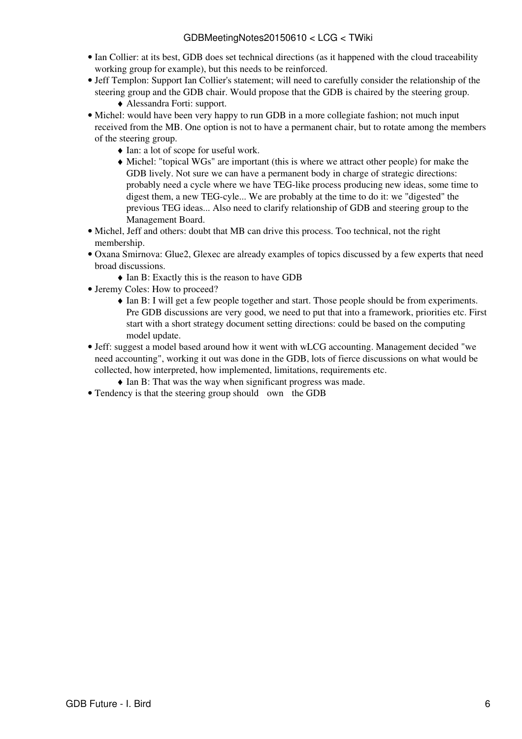- Ian Collier: at its best, GDB does set technical directions (as it happened with the cloud traceability working group for example), but this needs to be reinforced.
- Jeff Templon: Support Ian Collier's statement; will need to carefully consider the relationship of the steering group and the GDB chair. Would propose that the GDB is chaired by the steering group.
    - Alessandra Forti: support.
- Michel: would have been very happy to run GDB in a more collegiate fashion; not much input received from the MB. One option is not to have a permanent chair, but to rotate among the members of the steering group.
    - Ian: a lot of scope for useful work.
    - Michel: "topical WGs" are important (this is where we attract other people) for make the GDB lively. Not sure we can have a permanent body in charge of strategic directions: probably need a cycle where we have TEG-like process producing new ideas, some time to digest them, a new TEG-cyle... We are probably at the time to do it: we "digested" the previous TEG ideas... Also need to clarify relationship of GDB and steering group to the Management Board.
- Michel, Jeff and others: doubt that MB can drive this process. Too technical, not the right membership.
- Oxana Smirnova: Glue2, Glexec are already examples of topics discussed by a few experts that need broad discussions.
    - Ian B: Exactly this is the reason to have GDB
- Jeremy Coles: How to proceed?
    - Ian B: I will get a few people together and start. Those people should be from experiments. Pre GDB discussions are very good, we need to put that into a framework, priorities etc. First start with a short strategy document setting directions: could be based on the computing model update.
- Jeff: suggest a model based around how it went with wLCG accounting. Management decided "we need accounting", working it out was done in the GDB, lots of fierce discussions on what would be collected, how interpreted, how implemented, limitations, requirements etc.
    - Ian B: That was the way when significant progress was made.
- Tendency is that the steering group should own the GDB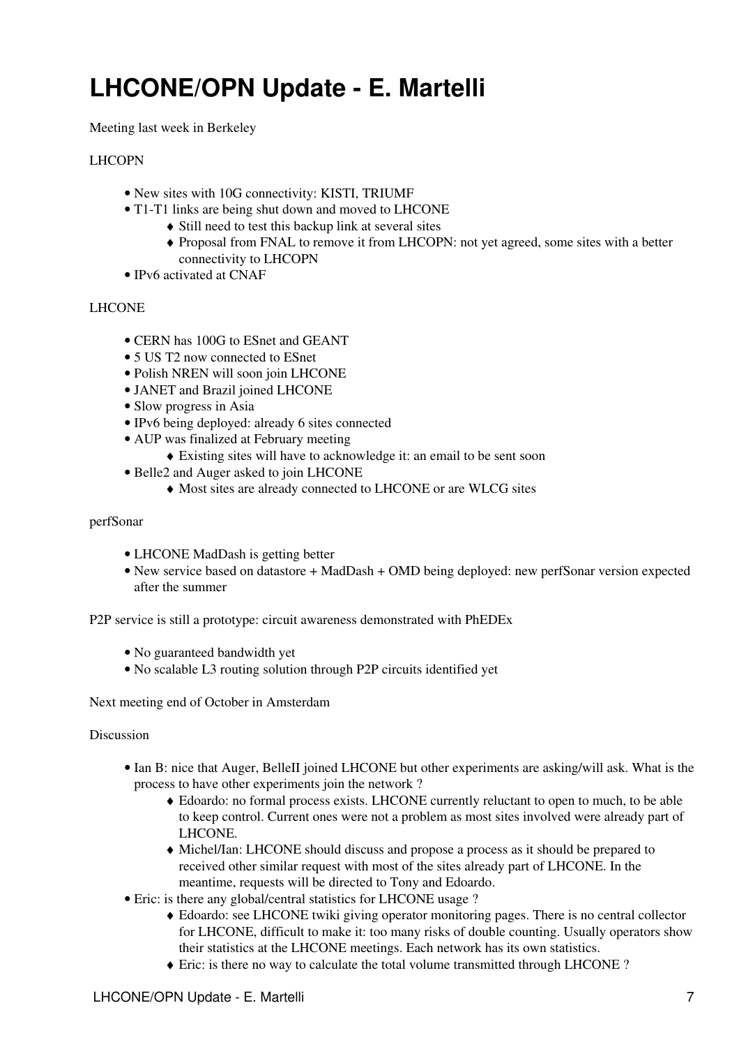# LHCONE/OPN Update - E. Martelli

Meeting last week in Berkeley

LHCOPN

- New sites with 10G connectivity: KISTI, TRIUMF
- T1-T1 links are being shut down and moved to LHCONE
    - Still need to test this backup link at several sites
    - Proposal from FNAL to remove it from LHCOPN: not yet agreed, some sites with a better connectivity to LHCOPN
- IPv6 activated at CNAF

LHCONE

- CERN has 100G to ESnet and GEANT
- 5 US T2 now connected to ESnet
- Polish NREN will soon join LHCONE
- JANET and Brazil joined LHCONE
- Slow progress in Asia
- IPv6 being deployed: already 6 sites connected
- AUP was finalized at February meeting
    - Existing sites will have to acknowledge it: an email to be sent soon
- Belle2 and Auger asked to join LHCONE
    - Most sites are already connected to LHCONE or are WLCG sites

perfSonar

- LHCONE MadDash is getting better
- New service based on datastore + MadDash + OMD being deployed: new perfSonar version expected after the summer

P2P service is still a prototype: circuit awareness demonstrated with PhEDEx

- No guaranteed bandwidth yet
- No scalable L3 routing solution through P2P circuits identified yet

Next meeting end of October in Amsterdam

Discussion

- Ian B: nice that Auger, BelleII joined LHCONE but other experiments are asking/will ask. What is the process to have other experiments join the network ?
    - Edoardo: no formal process exists. LHCONE currently reluctant to open to much, to be able to keep control. Current ones were not a problem as most sites involved were already part of LHCONE.
    - Michel/Ian: LHCONE should discuss and propose a process as it should be prepared to received other similar request with most of the sites already part of LHCONE. In the meantime, requests will be directed to Tony and Edoardo.
- Eric: is there any global/central statistics for LHCONE usage ?
    - Edoardo: see LHCONE twiki giving operator monitoring pages. There is no central collector for LHCONE, difficult to make it: too many risks of double counting. Usually operators show their statistics at the LHCONE meetings. Each network has its own statistics.
    - Eric: is there no way to calculate the total volume transmitted through LHCONE ?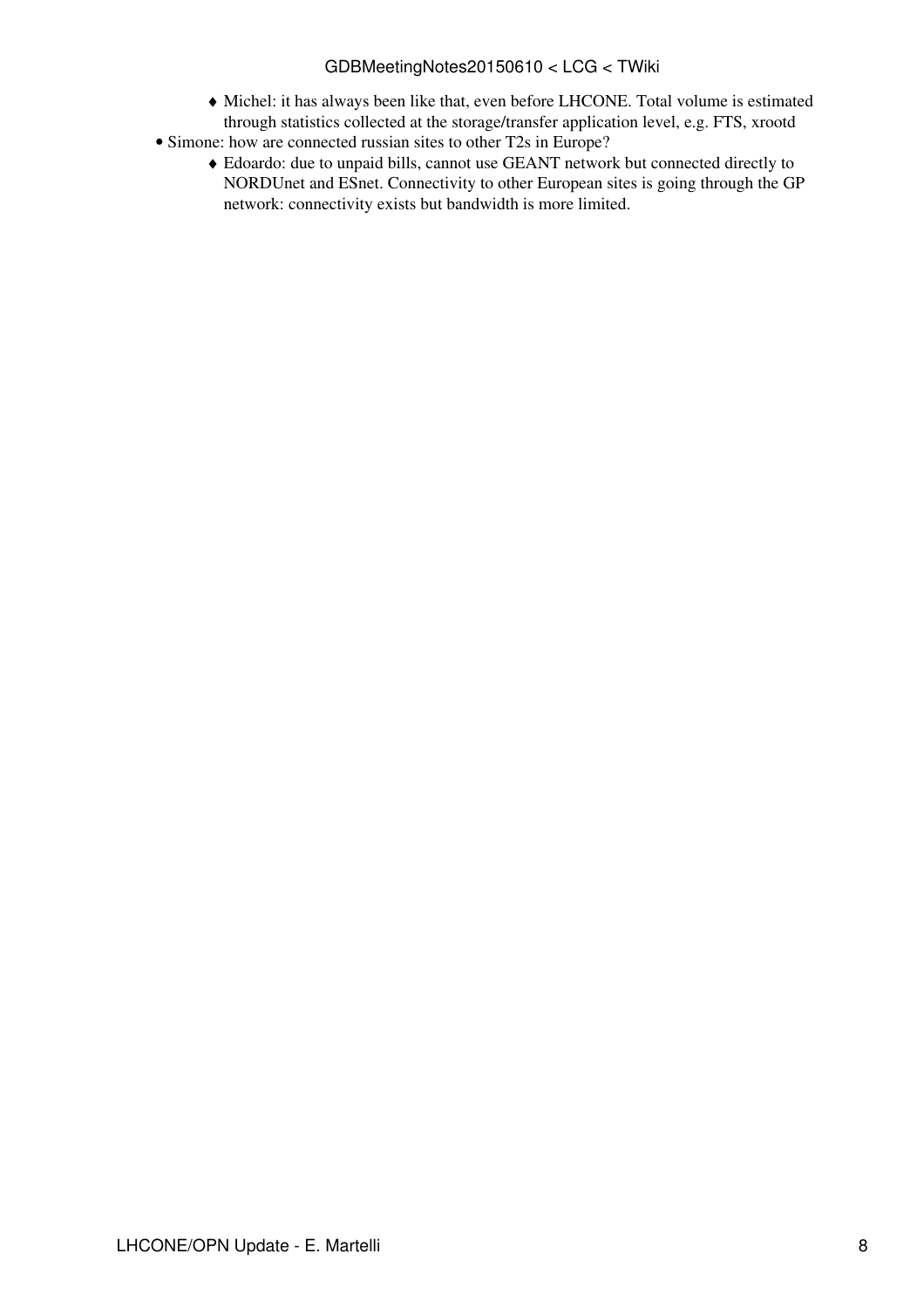- Michel: it has always been like that, even before LHCONE. Total volume is estimated through statistics collected at the storage/transfer application level, e.g. FTS, xrootd
- Simone: how are connected russian sites to other T2s in Europe?
    - Edoardo: due to unpaid bills, cannot use GEANT network but connected directly to NORDUnet and ESnet. Connectivity to other European sites is going through the GP network: connectivity exists but bandwidth is more limited.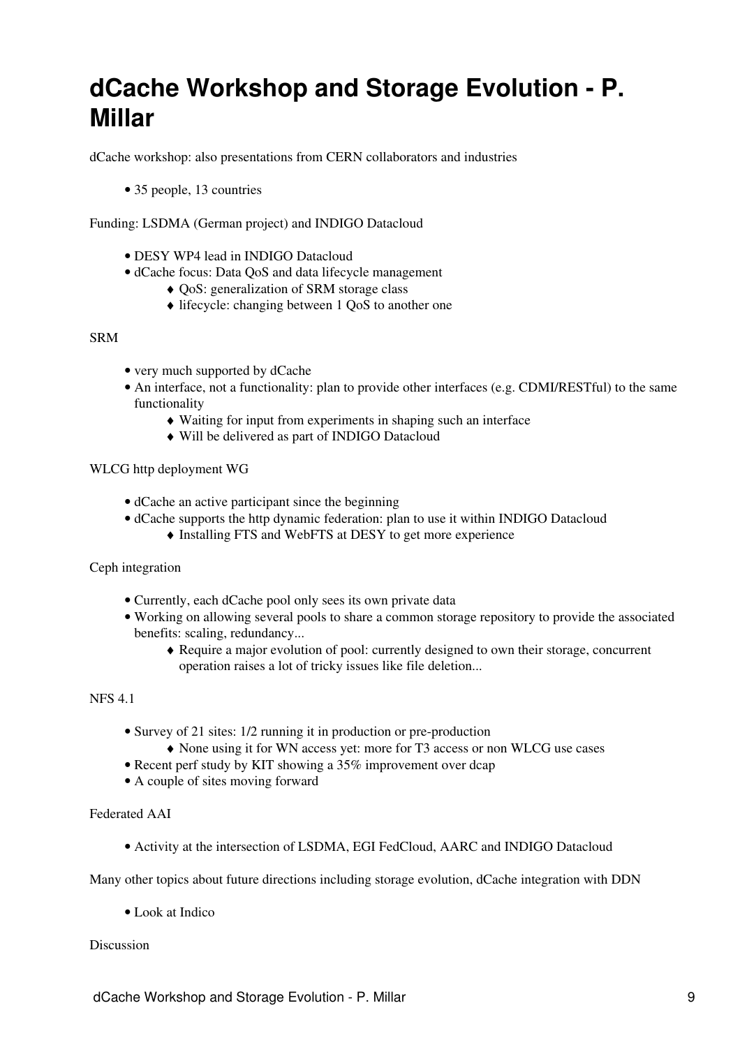# dCache Workshop and Storage Evolution - P. Millar

dCache workshop: also presentations from CERN collaborators and industries

- 35 people, 13 countries

Funding: LSDMA (German project) and INDIGO Datacloud

- DESY WP4 lead in INDIGO Datacloud
- dCache focus: Data QoS and data lifecycle management
    - QoS: generalization of SRM storage class
    - lifecycle: changing between 1 QoS to another one

SRM

- very much supported by dCache
- An interface, not a functionality: plan to provide other interfaces (e.g. CDMI/RESTful) to the same functionality
    - Waiting for input from experiments in shaping such an interface
    - Will be delivered as part of INDIGO Datacloud

WLCG http deployment WG

- dCache an active participant since the beginning
- dCache supports the http dynamic federation: plan to use it within INDIGO Datacloud
    - Installing FTS and WebFTS at DESY to get more experience

Ceph integration

- Currently, each dCache pool only sees its own private data
- Working on allowing several pools to share a common storage repository to provide the associated benefits: scaling, redundancy...
    - Require a major evolution of pool: currently designed to own their storage, concurrent operation raises a lot of tricky issues like file deletion...

NFS 4.1

- Survey of 21 sites: 1/2 running it in production or pre-production
    - None using it for WN access yet: more for T3 access or non WLCG use cases
- Recent perf study by KIT showing a 35% improvement over dcap
- A couple of sites moving forward

Federated AAI

- Activity at the intersection of LSDMA, EGI FedCloud, AARC and INDIGO Datacloud

Many other topics about future directions including storage evolution, dCache integration with DDN

- Look at Indico

Discussion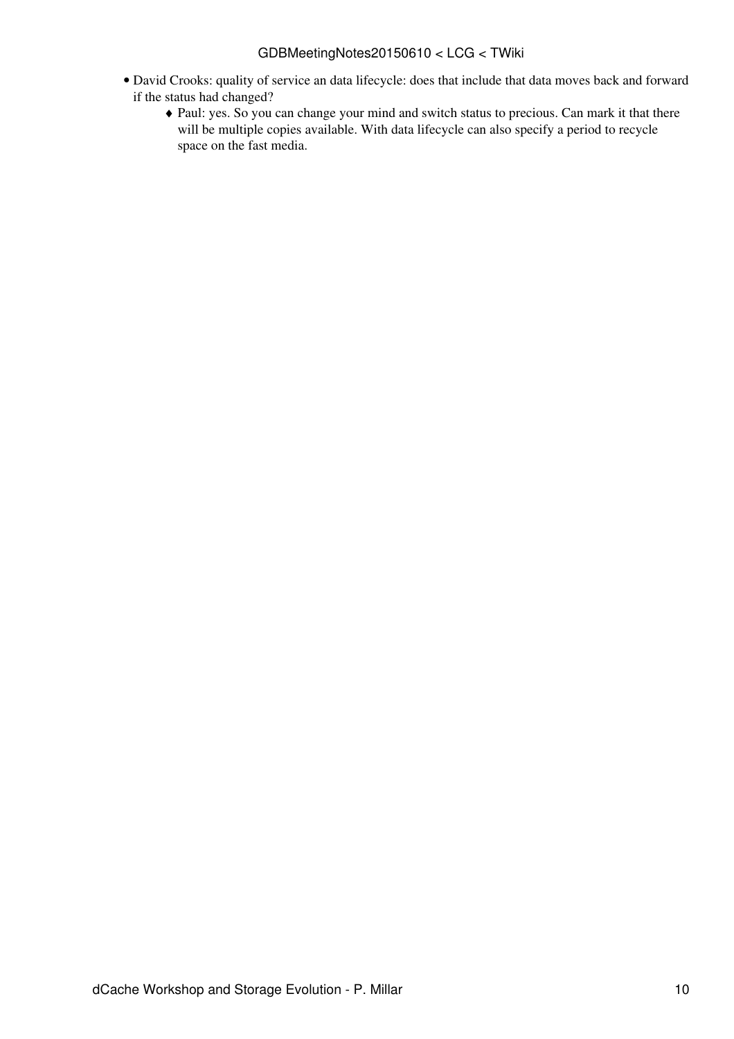- David Crooks: quality of service an data lifecycle: does that include that data moves back and forward if the status had changed?
    - Paul: yes. So you can change your mind and switch status to precious. Can mark it that there will be multiple copies available. With data lifecycle can also specify a period to recycle space on the fast media.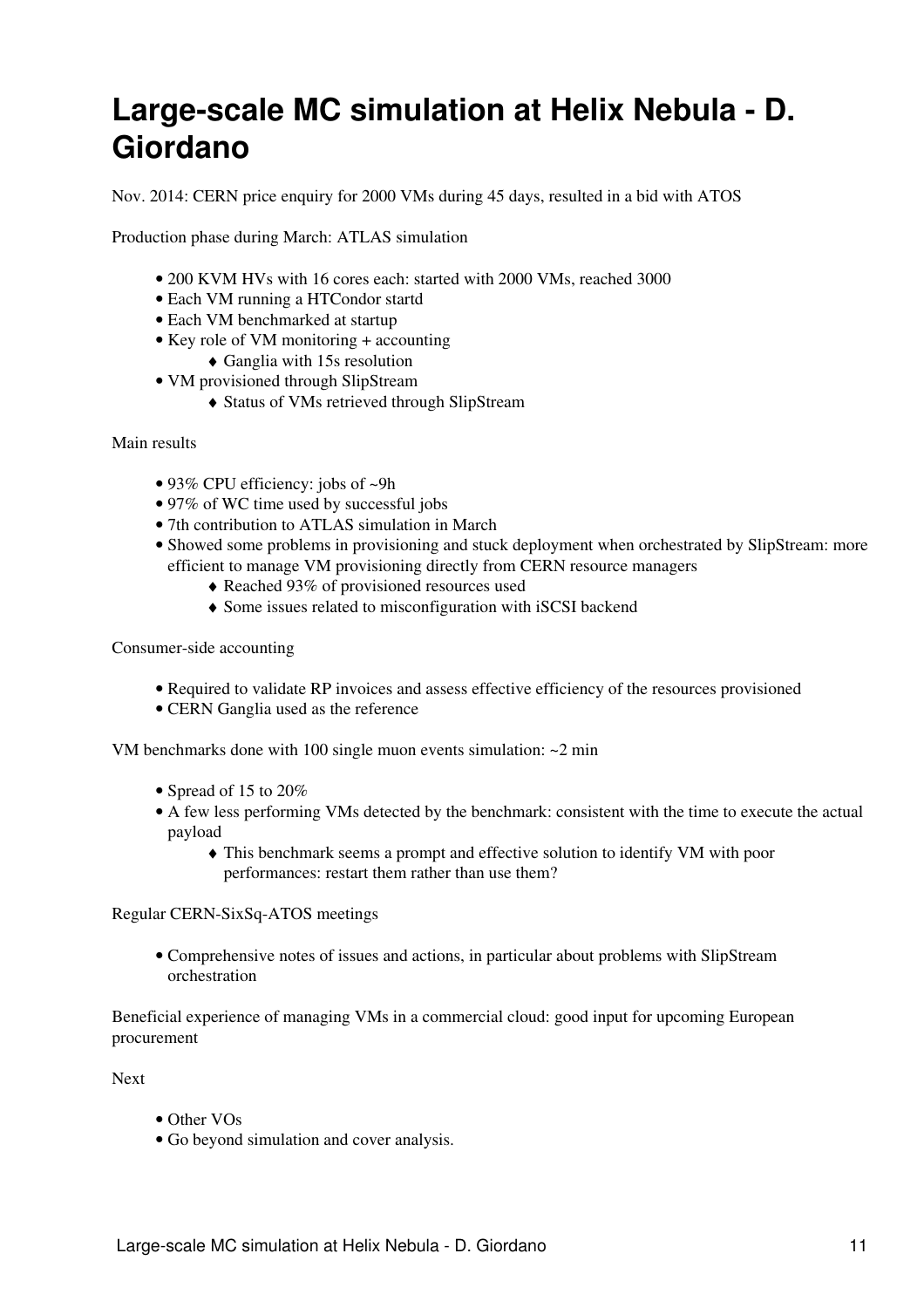# Large-scale MC simulation at Helix Nebula - D. Giordano

Nov. 2014: CERN price enquiry for 2000 VMs during 45 days, resulted in a bid with ATOS

Production phase during March: ATLAS simulation

- 200 KVM HVs with 16 cores each: started with 2000 VMs, reached 3000
- Each VM running a HTCondor startd
- Each VM benchmarked at startup
- Key role of VM monitoring + accounting
    - Ganglia with 15s resolution
- VM provisioned through SlipStream
    - Status of VMs retrieved through SlipStream

Main results

- 93% CPU efficiency: jobs of ~9h
- 97% of WC time used by successful jobs
- 7th contribution to ATLAS simulation in March
- Showed some problems in provisioning and stuck deployment when orchestrated by SlipStream: more efficient to manage VM provisioning directly from CERN resource managers
    - Reached 93% of provisioned resources used
    - Some issues related to misconfiguration with iSCSI backend

Consumer-side accounting

- Required to validate RP invoices and assess effective efficiency of the resources provisioned
- CERN Ganglia used as the reference

VM benchmarks done with 100 single muon events simulation: ~2 min

- Spread of 15 to 20%
- A few less performing VMs detected by the benchmark: consistent with the time to execute the actual payload
    - This benchmark seems a prompt and effective solution to identify VM with poor performances: restart them rather than use them?

Regular CERN-SixSq-ATOS meetings

- Comprehensive notes of issues and actions, in particular about problems with SlipStream orchestration

Beneficial experience of managing VMs in a commercial cloud: good input for upcoming European procurement

Next

- Other VOs
- Go beyond simulation and cover analysis.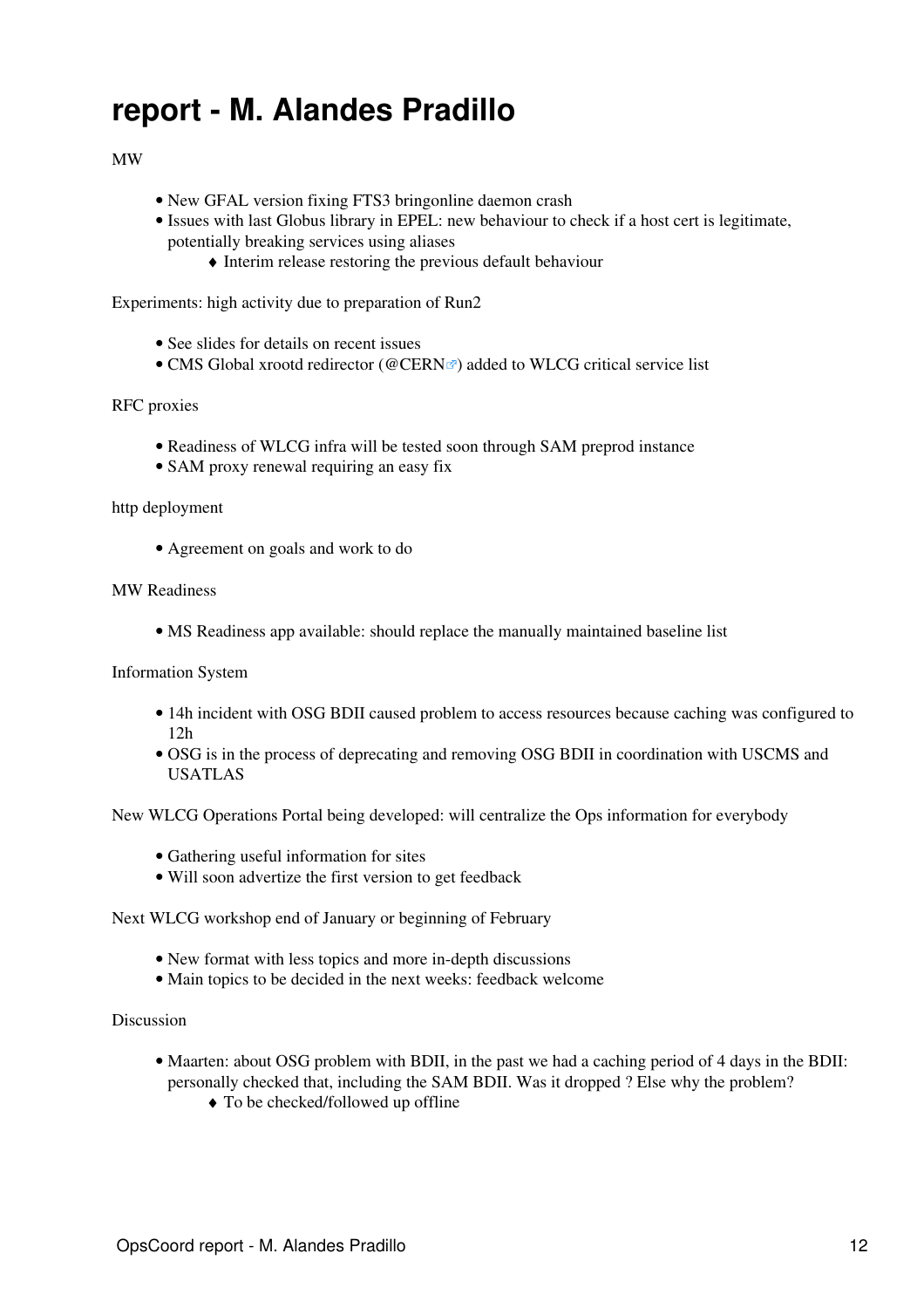# report - M. Alandes Pradillo

MW

- New GFAL version fixing FTS3 bringonline daemon crash
- Issues with last Globus library in EPEL: new behaviour to check if a host cert is legitimate, potentially breaking services using aliases
    - Interim release restoring the previous default behaviour

Experiments: high activity due to preparation of Run2

- See slides for details on recent issues
- CMS Global xrootd redirector (@CERN) added to WLCG critical service list

RFC proxies

- Readiness of WLCG infra will be tested soon through SAM preprod instance
- SAM proxy renewal requiring an easy fix

http deployment

- Agreement on goals and work to do

MW Readiness

- MS Readiness app available: should replace the manually maintained baseline list

Information System

- 14h incident with OSG BDII caused problem to access resources because caching was configured to 12h
- OSG is in the process of deprecating and removing OSG BDII in coordination with USCMS and USATLAS

New WLCG Operations Portal being developed: will centralize the Ops information for everybody

- Gathering useful information for sites
- Will soon advertize the first version to get feedback

Next WLCG workshop end of January or beginning of February

- New format with less topics and more in-depth discussions
- Main topics to be decided in the next weeks: feedback welcome

Discussion

- Maarten: about OSG problem with BDII, in the past we had a caching period of 4 days in the BDII: personally checked that, including the SAM BDII. Was it dropped ? Else why the problem?
    - To be checked/followed up offline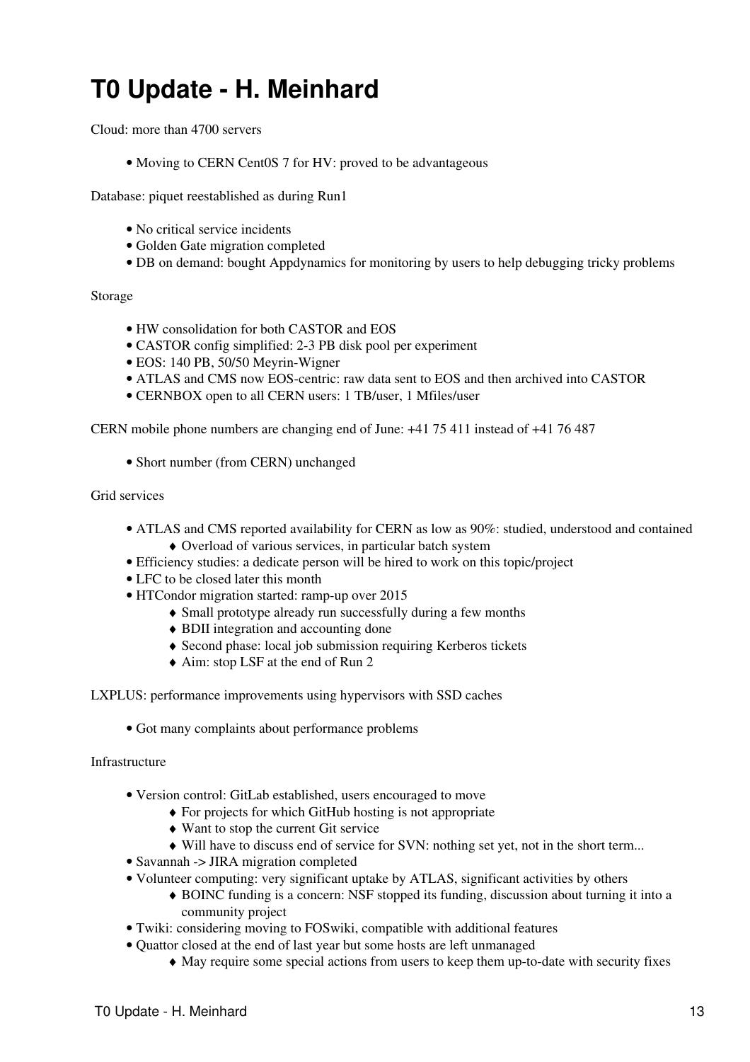# T0 Update - H. Meinhard

Cloud: more than 4700 servers

- Moving to CERN Cent0S 7 for HV: proved to be advantageous

Database: piquet reestablished as during Run1

- No critical service incidents
- Golden Gate migration completed
- DB on demand: bought Appdynamics for monitoring by users to help debugging tricky problems

Storage

- HW consolidation for both CASTOR and EOS
- CASTOR config simplified: 2-3 PB disk pool per experiment
- EOS: 140 PB, 50/50 Meyrin-Wigner
- ATLAS and CMS now EOS-centric: raw data sent to EOS and then archived into CASTOR
- CERNBOX open to all CERN users: 1 TB/user, 1 Mfiles/user

CERN mobile phone numbers are changing end of June: +41 75 411 instead of +41 76 487

- Short number (from CERN) unchanged

Grid services

- ATLAS and CMS reported availability for CERN as low as 90%: studied, understood and contained
  - Overload of various services, in particular batch system
- Efficiency studies: a dedicate person will be hired to work on this topic/project
- LFC to be closed later this month
- HTCondor migration started: ramp-up over 2015
  - Small prototype already run successfully during a few months
  - BDII integration and accounting done
  - Second phase: local job submission requiring Kerberos tickets
  - Aim: stop LSF at the end of Run 2

LXPLUS: performance improvements using hypervisors with SSD caches

- Got many complaints about performance problems

Infrastructure

- Version control: GitLab established, users encouraged to move
  - For projects for which GitHub hosting is not appropriate
  - Want to stop the current Git service
  - Will have to discuss end of service for SVN: nothing set yet, not in the short term...
- Savannah -> JIRA migration completed
- Volunteer computing: very significant uptake by ATLAS, significant activities by others
  - BOINC funding is a concern: NSF stopped its funding, discussion about turning it into a community project
- Twiki: considering moving to FOSwiki, compatible with additional features
- Quattor closed at the end of last year but some hosts are left unmanaged
  - May require some special actions from users to keep them up-to-date with security fixes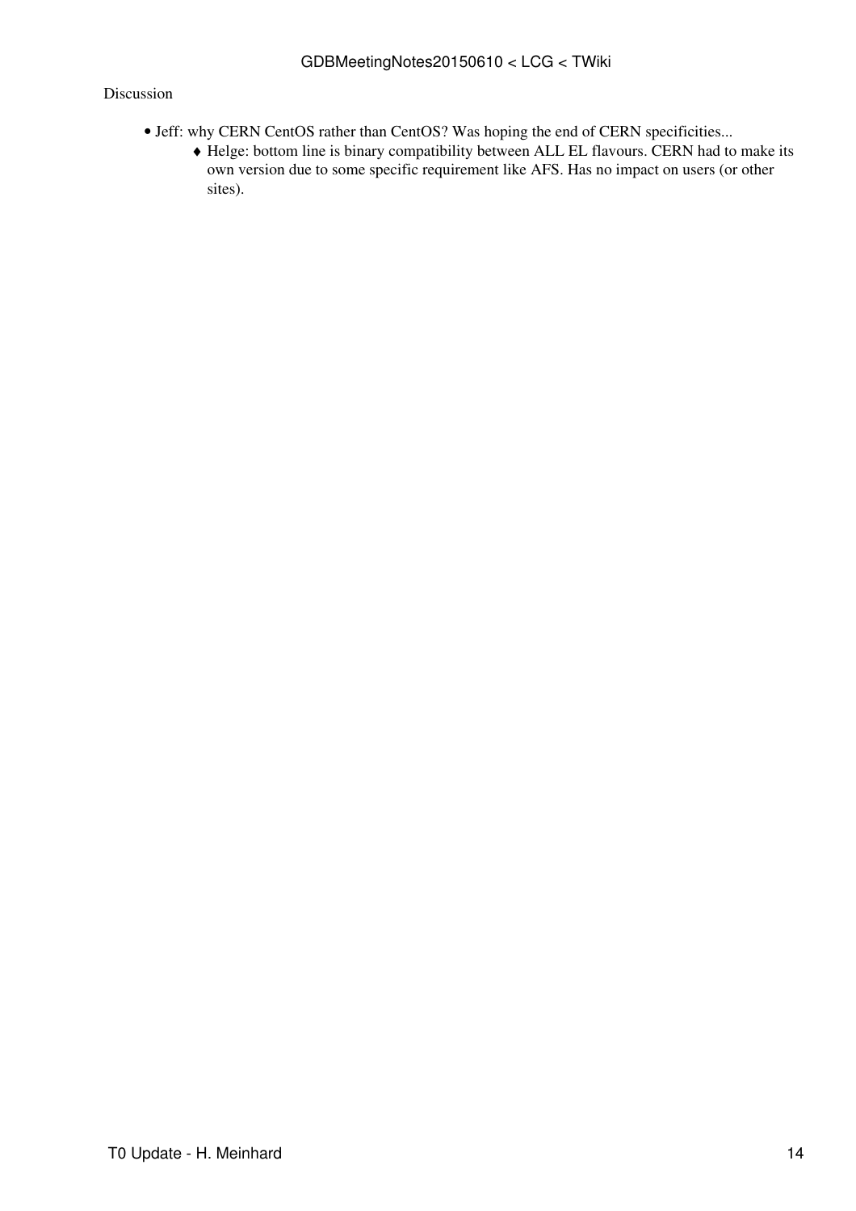Discussion

- Jeff: why CERN CentOS rather than CentOS? Was hoping the end of CERN specificities...
    - Helge: bottom line is binary compatibility between ALL EL flavours. CERN had to make its own version due to some specific requirement like AFS. Has no impact on users (or other sites).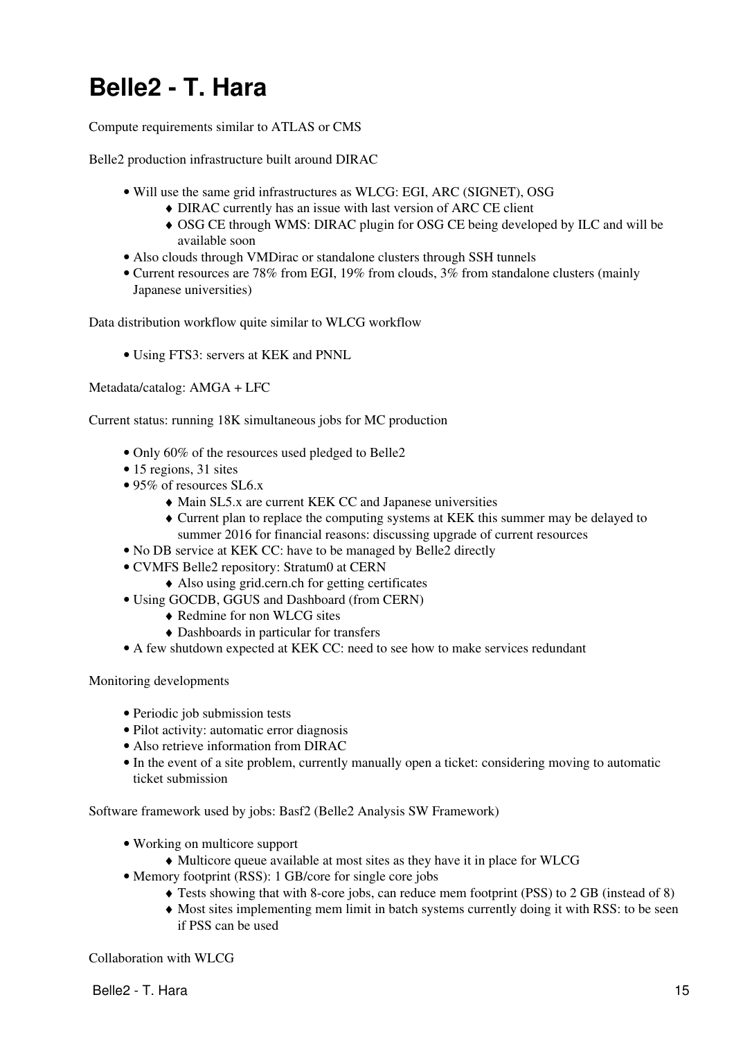# Belle2 - T. Hara

Compute requirements similar to ATLAS or CMS

Belle2 production infrastructure built around DIRAC

- Will use the same grid infrastructures as WLCG: EGI, ARC (SIGNET), OSG
    - DIRAC currently has an issue with last version of ARC CE client
    - OSG CE through WMS: DIRAC plugin for OSG CE being developed by ILC and will be available soon
- Also clouds through VMDirac or standalone clusters through SSH tunnels
- Current resources are 78% from EGI, 19% from clouds, 3% from standalone clusters (mainly Japanese universities)

Data distribution workflow quite similar to WLCG workflow

- Using FTS3: servers at KEK and PNNL

Metadata/catalog: AMGA + LFC

Current status: running 18K simultaneous jobs for MC production

- Only 60% of the resources used pledged to Belle2
- 15 regions, 31 sites
- 95% of resources SL6.x
    - Main SL5.x are current KEK CC and Japanese universities
    - Current plan to replace the computing systems at KEK this summer may be delayed to summer 2016 for financial reasons: discussing upgrade of current resources
- No DB service at KEK CC: have to be managed by Belle2 directly
- CVMFS Belle2 repository: Stratum0 at CERN
    - Also using grid.cern.ch for getting certificates
- Using GOCDB, GGUS and Dashboard (from CERN)
    - Redmine for non WLCG sites
    - Dashboards in particular for transfers
- A few shutdown expected at KEK CC: need to see how to make services redundant

Monitoring developments

- Periodic job submission tests
- Pilot activity: automatic error diagnosis
- Also retrieve information from DIRAC
- In the event of a site problem, currently manually open a ticket: considering moving to automatic ticket submission

Software framework used by jobs: Basf2 (Belle2 Analysis SW Framework)

- Working on multicore support
    - Multicore queue available at most sites as they have it in place for WLCG
- Memory footprint (RSS): 1 GB/core for single core jobs
    - Tests showing that with 8-core jobs, can reduce mem footprint (PSS) to 2 GB (instead of 8)
    - Most sites implementing mem limit in batch systems currently doing it with RSS: to be seen if PSS can be used

Collaboration with WLCG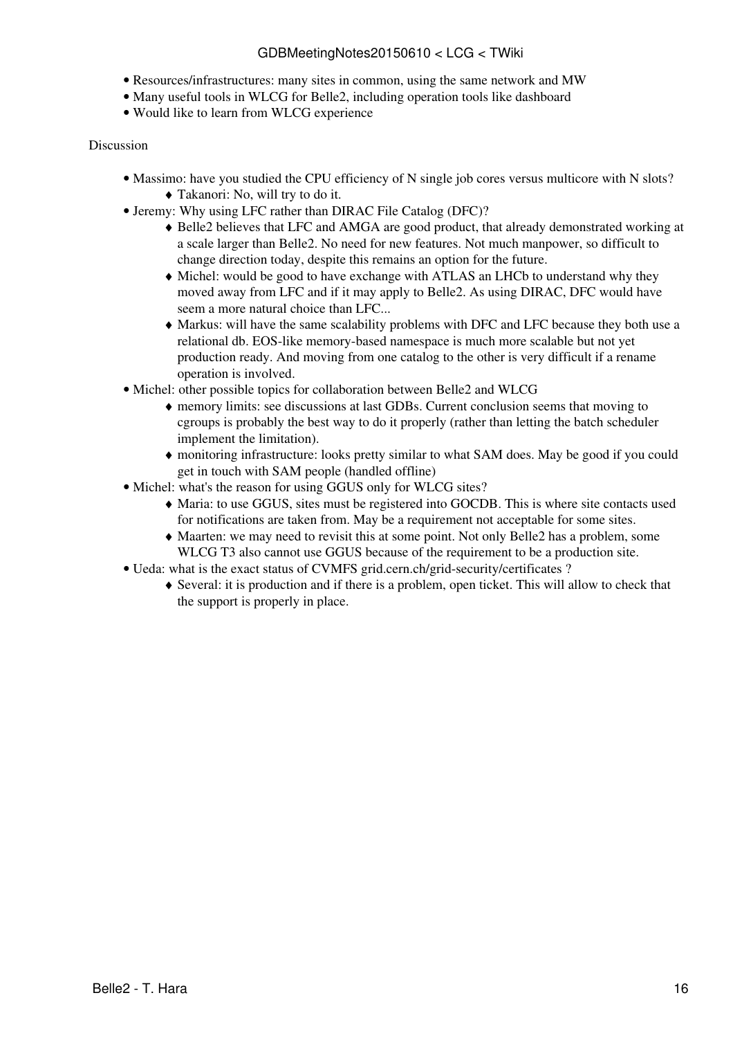- Resources/infrastructures: many sites in common, using the same network and MW
- Many useful tools in WLCG for Belle2, including operation tools like dashboard
- Would like to learn from WLCG experience

Discussion

- Massimo: have you studied the CPU efficiency of N single job cores versus multicore with N slots?
  - Takanori: No, will try to do it.
- Jeremy: Why using LFC rather than DIRAC File Catalog (DFC)?
  - Belle2 believes that LFC and AMGA are good product, that already demonstrated working at a scale larger than Belle2. No need for new features. Not much manpower, so difficult to change direction today, despite this remains an option for the future.
  - Michel: would be good to have exchange with ATLAS an LHCb to understand why they moved away from LFC and if it may apply to Belle2. As using DIRAC, DFC would have seem a more natural choice than LFC...
  - Markus: will have the same scalability problems with DFC and LFC because they both use a relational db. EOS-like memory-based namespace is much more scalable but not yet production ready. And moving from one catalog to the other is very difficult if a rename operation is involved.
- Michel: other possible topics for collaboration between Belle2 and WLCG
  - memory limits: see discussions at last GDBs. Current conclusion seems that moving to cgroups is probably the best way to do it properly (rather than letting the batch scheduler implement the limitation).
  - monitoring infrastructure: looks pretty similar to what SAM does. May be good if you could get in touch with SAM people (handled offline)
- Michel: what's the reason for using GGUS only for WLCG sites?
  - Maria: to use GGUS, sites must be registered into GOCDB. This is where site contacts used for notifications are taken from. May be a requirement not acceptable for some sites.
  - Maarten: we may need to revisit this at some point. Not only Belle2 has a problem, some WLCG T3 also cannot use GGUS because of the requirement to be a production site.
- Ueda: what is the exact status of CVMFS grid.cern.ch/grid-security/certificates ?
  - Several: it is production and if there is a problem, open ticket. This will allow to check that the support is properly in place.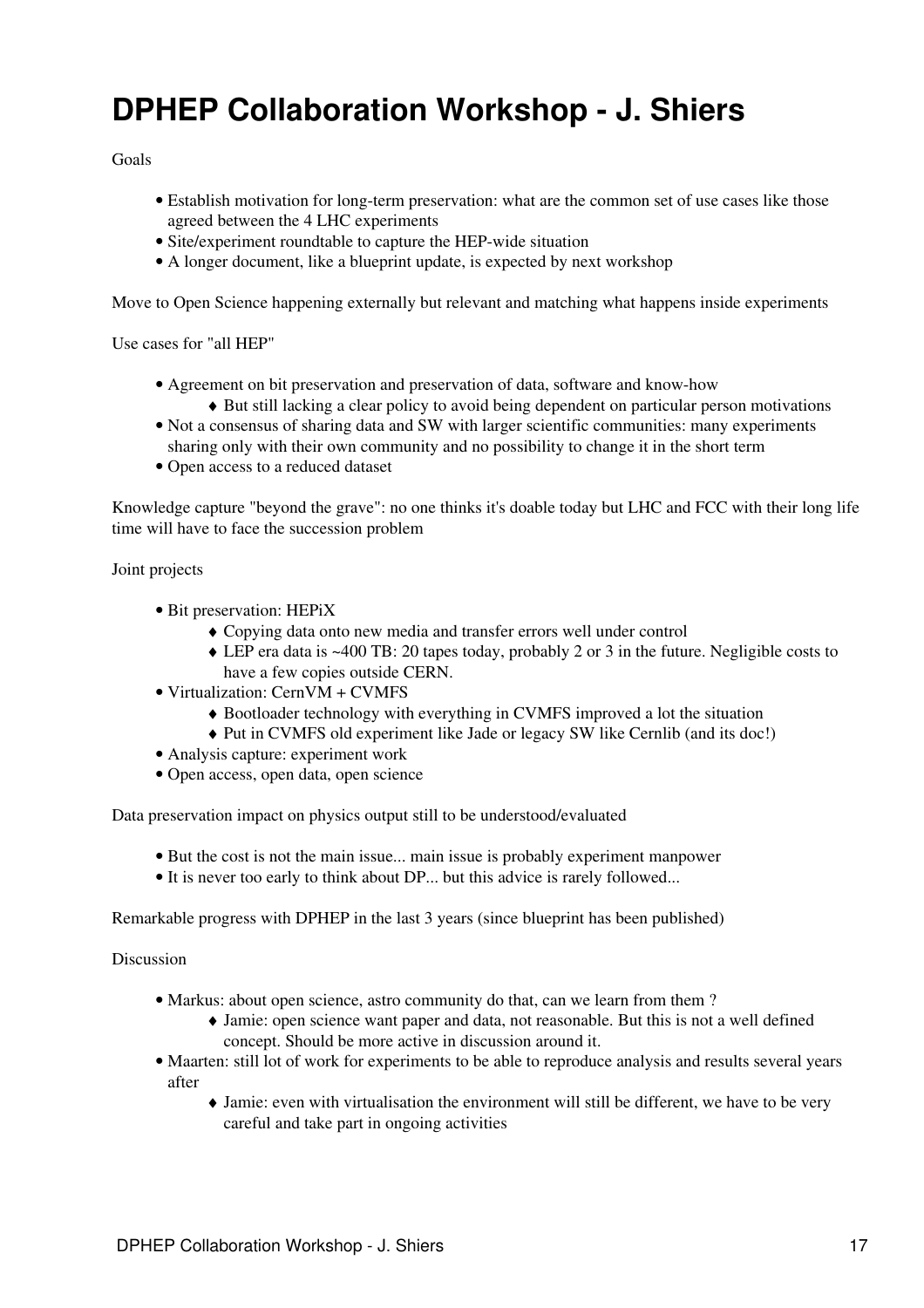# DPHEP Collaboration Workshop - J. Shiers

Goals

- Establish motivation for long-term preservation: what are the common set of use cases like those agreed between the 4 LHC experiments
- Site/experiment roundtable to capture the HEP-wide situation
- A longer document, like a blueprint update, is expected by next workshop

Move to Open Science happening externally but relevant and matching what happens inside experiments

Use cases for "all HEP"

- Agreement on bit preservation and preservation of data, software and know-how
    - But still lacking a clear policy to avoid being dependent on particular person motivations
- Not a consensus of sharing data and SW with larger scientific communities: many experiments sharing only with their own community and no possibility to change it in the short term
- Open access to a reduced dataset

Knowledge capture "beyond the grave": no one thinks it's doable today but LHC and FCC with their long life time will have to face the succession problem

Joint projects

- Bit preservation: HEPiX
    - Copying data onto new media and transfer errors well under control
    - LEP era data is ~400 TB: 20 tapes today, probably 2 or 3 in the future. Negligible costs to have a few copies outside CERN.
- Virtualization: CernVM + CVMFS
    - Bootloader technology with everything in CVMFS improved a lot the situation
    - Put in CVMFS old experiment like Jade or legacy SW like Cernlib (and its doc!)
- Analysis capture: experiment work
- Open access, open data, open science

Data preservation impact on physics output still to be understood/evaluated

- But the cost is not the main issue... main issue is probably experiment manpower
- It is never too early to think about DP... but this advice is rarely followed...

Remarkable progress with DPHEP in the last 3 years (since blueprint has been published)

Discussion

- Markus: about open science, astro community do that, can we learn from them ?
    - Jamie: open science want paper and data, not reasonable. But this is not a well defined concept. Should be more active in discussion around it.
- Maarten: still lot of work for experiments to be able to reproduce analysis and results several years after
    - Jamie: even with virtualisation the environment will still be different, we have to be very careful and take part in ongoing activities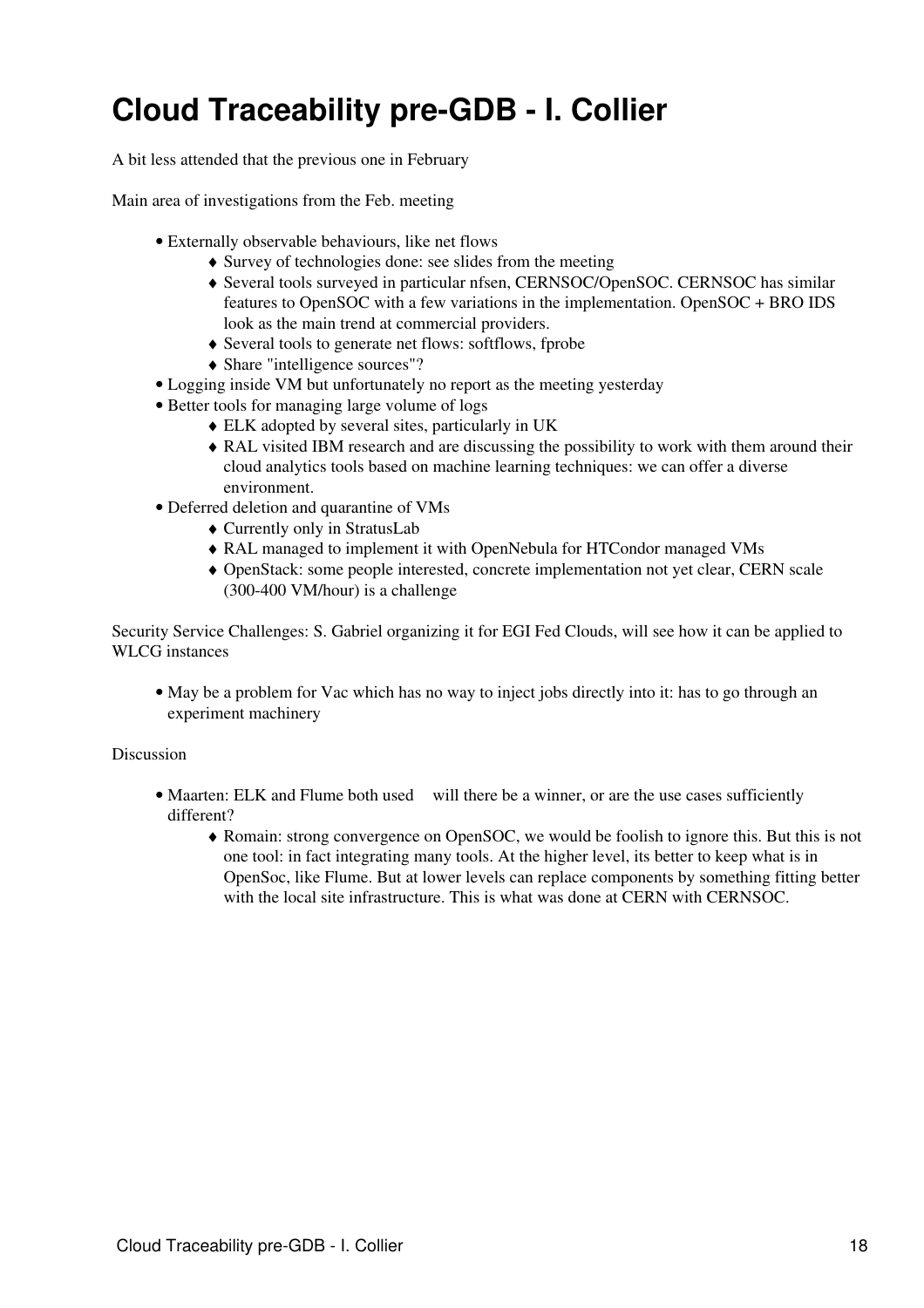# Cloud Traceability pre-GDB - I. Collier

A bit less attended that the previous one in February

Main area of investigations from the Feb. meeting

- Externally observable behaviours, like net flows
  - Survey of technologies done: see slides from the meeting
  - Several tools surveyed in particular nfsen, CERNSOC/OpenSOC. CERNSOC has similar features to OpenSOC with a few variations in the implementation. OpenSOC + BRO IDS look as the main trend at commercial providers.
  - Several tools to generate net flows: softflows, fprobe
  - Share "intelligence sources"?
- Logging inside VM but unfortunately no report as the meeting yesterday
- Better tools for managing large volume of logs
  - ELK adopted by several sites, particularly in UK
  - RAL visited IBM research and are discussing the possibility to work with them around their cloud analytics tools based on machine learning techniques: we can offer a diverse environment.
- Deferred deletion and quarantine of VMs
  - Currently only in StratusLab
  - RAL managed to implement it with OpenNebula for HTCondor managed VMs
  - OpenStack: some people interested, concrete implementation not yet clear, CERN scale (300-400 VM/hour) is a challenge

Security Service Challenges: S. Gabriel organizing it for EGI Fed Clouds, will see how it can be applied to WLCG instances

- May be a problem for Vac which has no way to inject jobs directly into it: has to go through an experiment machinery

Discussion

- Maarten: ELK and Flume both used    will there be a winner, or are the use cases sufficiently different?
  - Romain: strong convergence on OpenSOC, we would be foolish to ignore this. But this is not one tool: in fact integrating many tools. At the higher level, its better to keep what is in OpenSoc, like Flume. But at lower levels can replace components by something fitting better with the local site infrastructure. This is what was done at CERN with CERNSOC.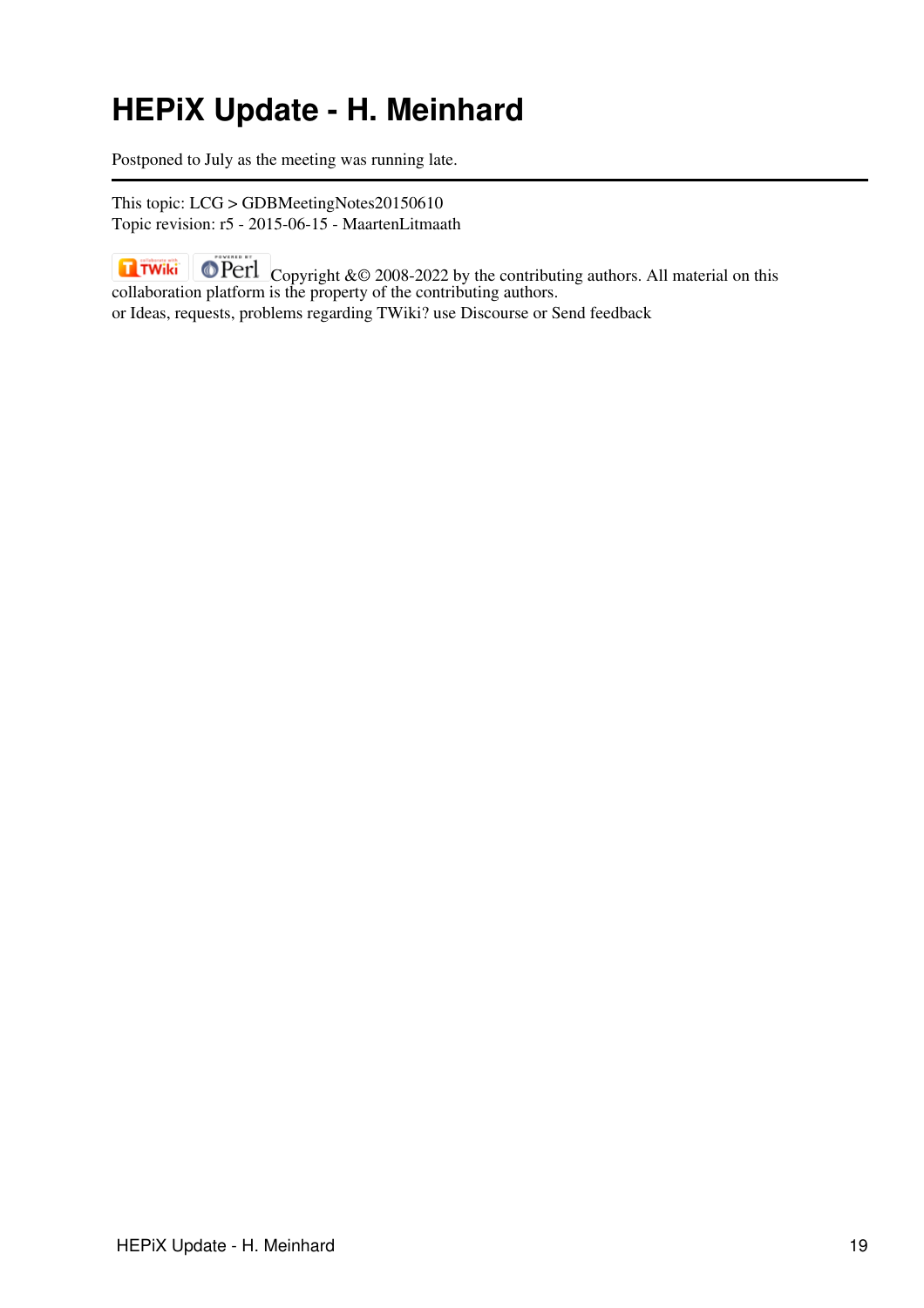# HEPiX Update - H. Meinhard

Postponed to July as the meeting was running late.

---

This topic: LCG > GDBMeetingNotes20150610
Topic revision: r5 - 2015-06-15 - MaartenLitmaath

Copyright &© 2008-2022 by the contributing authors. All material on this collaboration platform is the property of the contributing authors.
or Ideas, requests, problems regarding TWiki? use Discourse or Send feedback